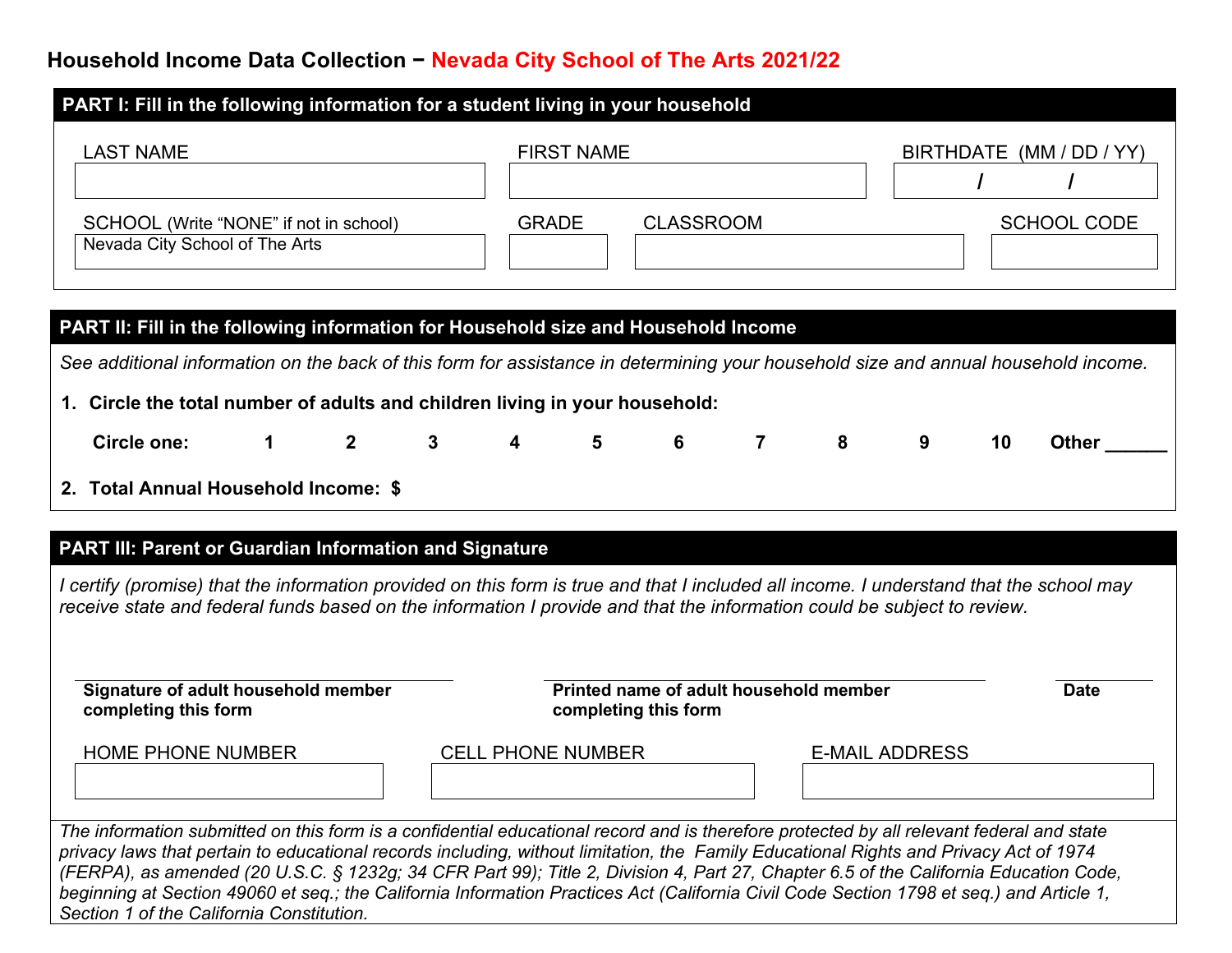# Household Income Data Collection − Nevada City School of The Arts 2021/22

## PART I: Fill in the following information for a student living in your household

| LAST NAME | FIRST NAME | BIRTHDATE (MM / DD / YY) |
|---|---|---|
| | | / / |

| SCHOOL (Write "NONE" if not in school) | GRADE | CLASSROOM | SCHOOL CODE |
|---|---|---|---|
| Nevada City School of The Arts | | | |

## PART II: Fill in the following information for Household size and Household Income

*See additional information on the back of this form for assistance in determining your household size and annual household income.*

1. **Circle the total number of adults and children living in your household:**

   **Circle one: 1 2 3 4 5 6 7 8 9 10 Other ______**

2. **Total Annual Household Income: $**

## PART III: Parent or Guardian Information and Signature

*I certify (promise) that the information provided on this form is true and that I included all income. I understand that the school may receive state and federal funds based on the information I provide and that the information could be subject to review.*

| **Signature of adult household member completing this form** | **Printed name of adult household member completing this form** | **Date** |
|---|---|---|
| | | |

| HOME PHONE NUMBER | CELL PHONE NUMBER | E-MAIL ADDRESS |
|---|---|---|
| | | |

*The information submitted on this form is a confidential educational record and is therefore protected by all relevant federal and state privacy laws that pertain to educational records including, without limitation, the Family Educational Rights and Privacy Act of 1974 (FERPA), as amended (20 U.S.C. § 1232g; 34 CFR Part 99); Title 2, Division 4, Part 27, Chapter 6.5 of the California Education Code, beginning at Section 49060 et seq.; the California Information Practices Act (California Civil Code Section 1798 et seq.) and Article 1, Section 1 of the California Constitution.*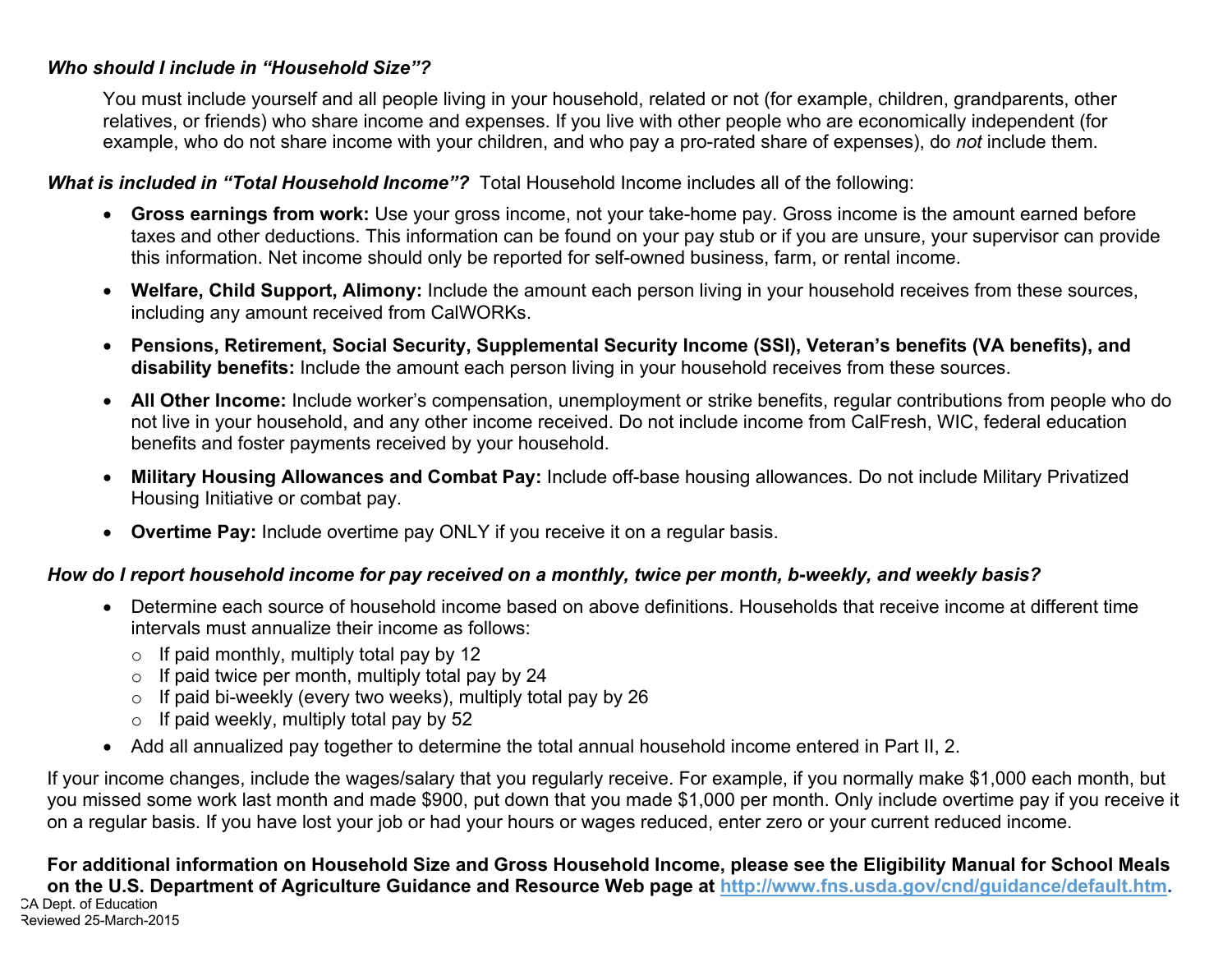***Who should I include in "Household Size"?***

You must include yourself and all people living in your household, related or not (for example, children, grandparents, other relatives, or friends) who share income and expenses. If you live with other people who are economically independent (for example, who do not share income with your children, and who pay a pro-rated share of expenses), do *not* include them.

***What is included in "Total Household Income"?*** Total Household Income includes all of the following:

- **Gross earnings from work:** Use your gross income, not your take-home pay. Gross income is the amount earned before taxes and other deductions. This information can be found on your pay stub or if you are unsure, your supervisor can provide this information. Net income should only be reported for self-owned business, farm, or rental income.
- **Welfare, Child Support, Alimony:** Include the amount each person living in your household receives from these sources, including any amount received from CalWORKs.
- **Pensions, Retirement, Social Security, Supplemental Security Income (SSI), Veteran's benefits (VA benefits), and disability benefits:** Include the amount each person living in your household receives from these sources.
- **All Other Income:** Include worker's compensation, unemployment or strike benefits, regular contributions from people who do not live in your household, and any other income received. Do not include income from CalFresh, WIC, federal education benefits and foster payments received by your household.
- **Military Housing Allowances and Combat Pay:** Include off-base housing allowances. Do not include Military Privatized Housing Initiative or combat pay.
- **Overtime Pay:** Include overtime pay ONLY if you receive it on a regular basis.

***How do I report household income for pay received on a monthly, twice per month, b-weekly, and weekly basis?***

- Determine each source of household income based on above definitions. Households that receive income at different time intervals must annualize their income as follows:
  - If paid monthly, multiply total pay by 12
  - If paid twice per month, multiply total pay by 24
  - If paid bi-weekly (every two weeks), multiply total pay by 26
  - If paid weekly, multiply total pay by 52
- Add all annualized pay together to determine the total annual household income entered in Part II, 2.

If your income changes, include the wages/salary that you regularly receive. For example, if you normally make $1,000 each month, but you missed some work last month and made $900, put down that you made $1,000 per month. Only include overtime pay if you receive it on a regular basis. If you have lost your job or had your hours or wages reduced, enter zero or your current reduced income.

**For additional information on Household Size and Gross Household Income, please see the Eligibility Manual for School Meals on the U.S. Department of Agriculture Guidance and Resource Web page at [http://www.fns.usda.gov/cnd/guidance/default.htm](http://www.fns.usda.gov/cnd/guidance/default.htm).**

CA Dept. of Education
Reviewed 25-March-2015